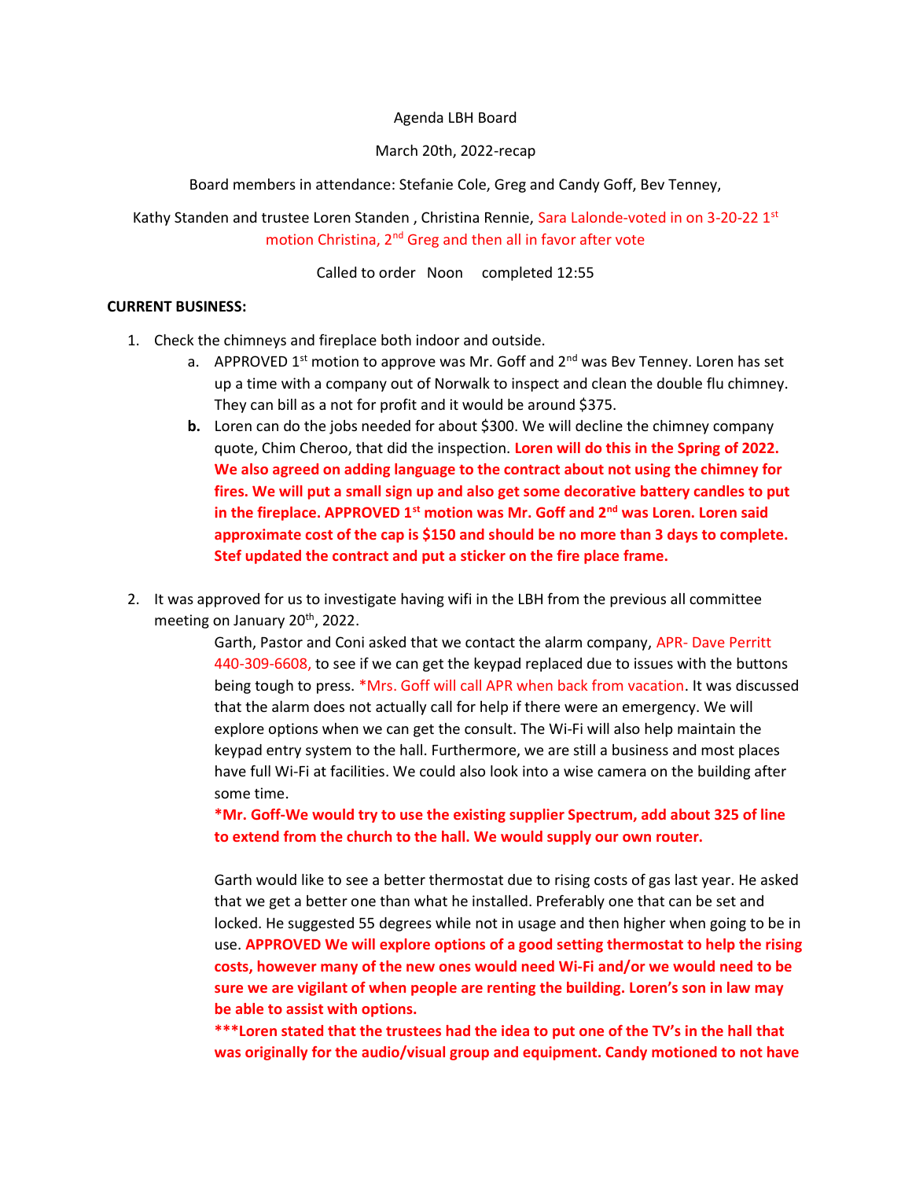Agenda LBH Board

March 20th, 2022-recap

Board members in attendance: Stefanie Cole, Greg and Candy Goff, Bev Tenney,

Kathy Standen and trustee Loren Standen , Christina Rennie, Sara Lalonde-voted in on 3-20-22 1st motion Christina, 2nd Greg and then all in favor after vote

Called to order Noon completed 12:55

**CURRENT BUSINESS:**

1. Check the chimneys and fireplace both indoor and outside.
   a. APPROVED 1st motion to approve was Mr. Goff and 2nd was Bev Tenney. Loren has set up a time with a company out of Norwalk to inspect and clean the double flu chimney. They can bill as a not for profit and it would be around $375.
   **b.** Loren can do the jobs needed for about $300. We will decline the chimney company quote, Chim Cheroo, that did the inspection. **Loren will do this in the Spring of 2022. We also agreed on adding language to the contract about not using the chimney for fires. We will put a small sign up and also get some decorative battery candles to put in the fireplace. APPROVED 1st motion was Mr. Goff and 2nd was Loren. Loren said approximate cost of the cap is $150 and should be no more than 3 days to complete. Stef updated the contract and put a sticker on the fire place frame.**

2. It was approved for us to investigate having wifi in the LBH from the previous all committee meeting on January 20th, 2022.

   Garth, Pastor and Coni asked that we contact the alarm company, APR- Dave Perritt 440-309-6608, to see if we can get the keypad replaced due to issues with the buttons being tough to press. *Mrs. Goff will call APR when back from vacation. It was discussed that the alarm does not actually call for help if there were an emergency. We will explore options when we can get the consult. The Wi-Fi will also help maintain the keypad entry system to the hall. Furthermore, we are still a business and most places have full Wi-Fi at facilities. We could also look into a wise camera on the building after some time.

   **\*Mr. Goff-We would try to use the existing supplier Spectrum, add about 325 of line to extend from the church to the hall. We would supply our own router.**

   Garth would like to see a better thermostat due to rising costs of gas last year. He asked that we get a better one than what he installed. Preferably one that can be set and locked. He suggested 55 degrees while not in usage and then higher when going to be in use. **APPROVED We will explore options of a good setting thermostat to help the rising costs, however many of the new ones would need Wi-Fi and/or we would need to be sure we are vigilant of when people are renting the building. Loren's son in law may be able to assist with options.**

   **\*\*\*Loren stated that the trustees had the idea to put one of the TV's in the hall that was originally for the audio/visual group and equipment. Candy motioned to not have**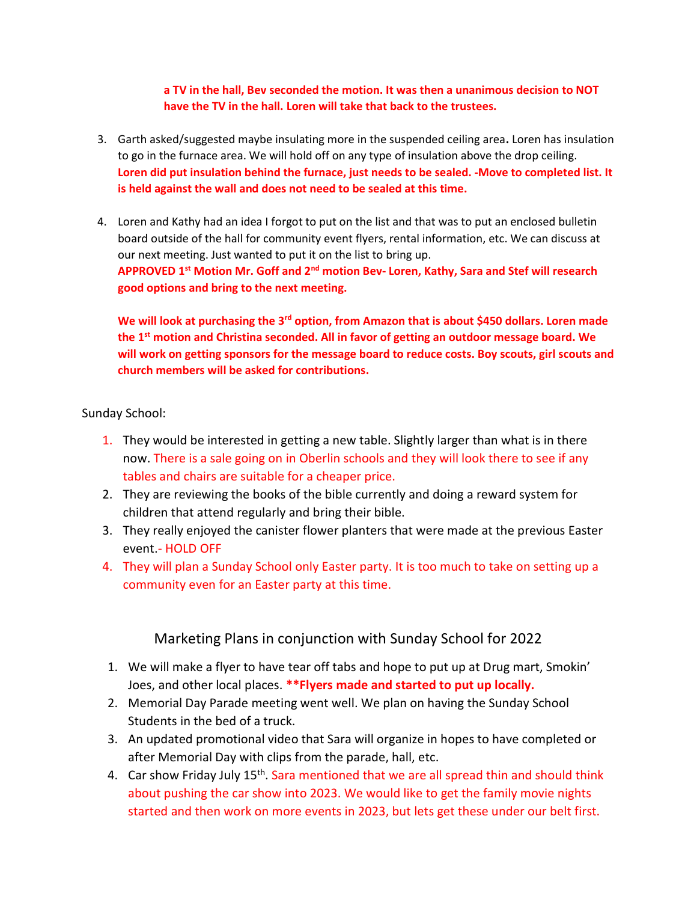**a TV in the hall, Bev seconded the motion. It was then a unanimous decision to NOT have the TV in the hall. Loren will take that back to the trustees.**

3. Garth asked/suggested maybe insulating more in the suspended ceiling area**.** Loren has insulation to go in the furnace area. We will hold off on any type of insulation above the drop ceiling.
   **Loren did put insulation behind the furnace, just needs to be sealed. -Move to completed list. It is held against the wall and does not need to be sealed at this time.**

4. Loren and Kathy had an idea I forgot to put on the list and that was to put an enclosed bulletin board outside of the hall for community event flyers, rental information, etc. We can discuss at our next meeting. Just wanted to put it on the list to bring up.
   **APPROVED 1st Motion Mr. Goff and 2nd motion Bev- Loren, Kathy, Sara and Stef will research good options and bring to the next meeting.**

   **We will look at purchasing the 3rd option, from Amazon that is about $450 dollars. Loren made the 1st motion and Christina seconded. All in favor of getting an outdoor message board. We will work on getting sponsors for the message board to reduce costs. Boy scouts, girl scouts and church members will be asked for contributions.**

Sunday School:

1. They would be interested in getting a new table. Slightly larger than what is in there now. There is a sale going on in Oberlin schools and they will look there to see if any tables and chairs are suitable for a cheaper price.
2. They are reviewing the books of the bible currently and doing a reward system for children that attend regularly and bring their bible.
3. They really enjoyed the canister flower planters that were made at the previous Easter event.- HOLD OFF
4. They will plan a Sunday School only Easter party. It is too much to take on setting up a community even for an Easter party at this time.

## Marketing Plans in conjunction with Sunday School for 2022

1. We will make a flyer to have tear off tabs and hope to put up at Drug mart, Smokin' Joes, and other local places. **\*\*Flyers made and started to put up locally.**
2. Memorial Day Parade meeting went well. We plan on having the Sunday School Students in the bed of a truck.
3. An updated promotional video that Sara will organize in hopes to have completed or after Memorial Day with clips from the parade, hall, etc.
4. Car show Friday July 15th. Sara mentioned that we are all spread thin and should think about pushing the car show into 2023. We would like to get the family movie nights started and then work on more events in 2023, but lets get these under our belt first.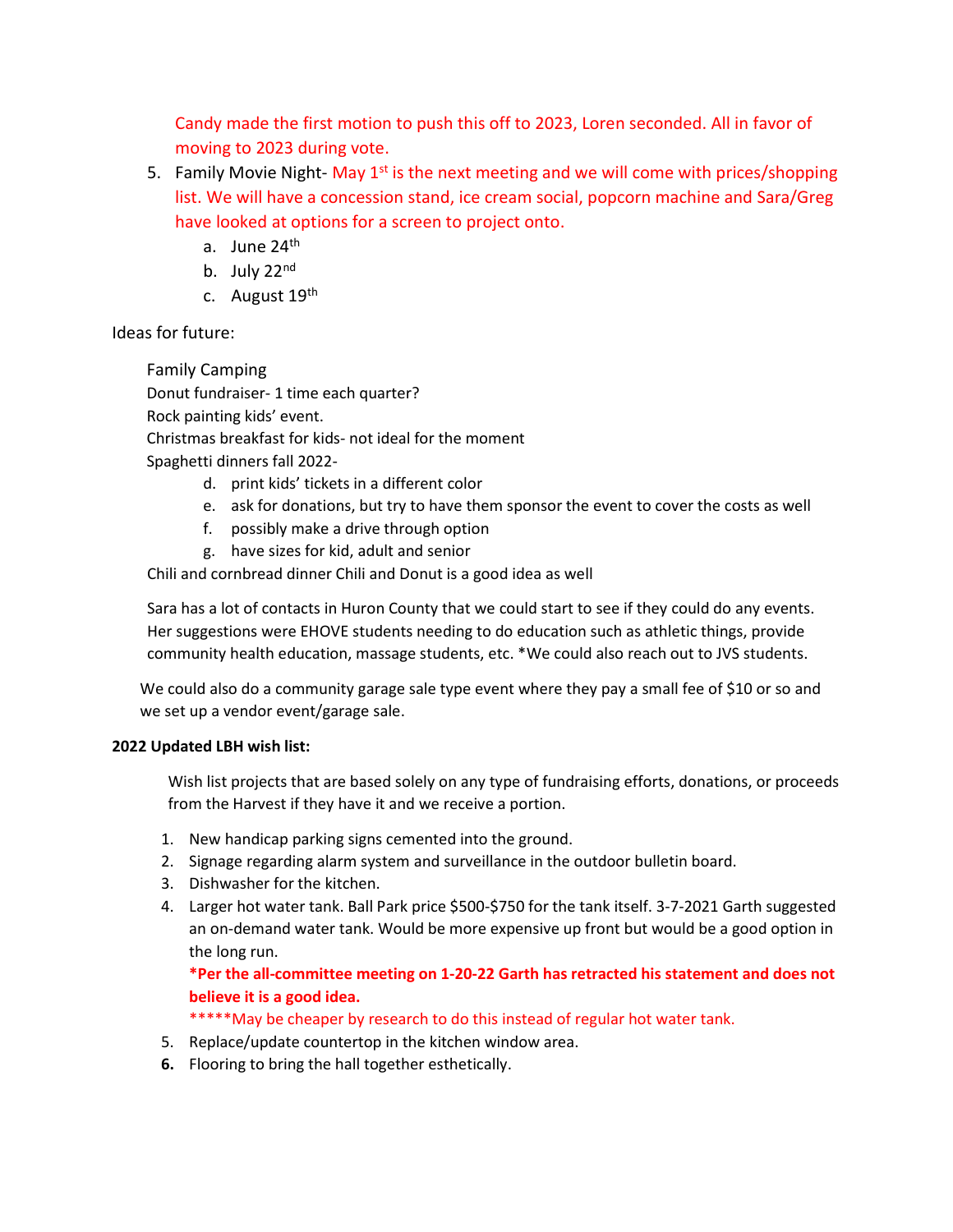Candy made the first motion to push this off to 2023, Loren seconded. All in favor of moving to 2023 during vote.

5. Family Movie Night- May 1st is the next meeting and we will come with prices/shopping list. We will have a concession stand, ice cream social, popcorn machine and Sara/Greg have looked at options for a screen to project onto.
   a. June 24th
   b. July 22nd
   c. August 19th

Ideas for future:

Family Camping
Donut fundraiser- 1 time each quarter?
Rock painting kids' event.
Christmas breakfast for kids- not ideal for the moment
Spaghetti dinners fall 2022-

d. print kids' tickets in a different color
e. ask for donations, but try to have them sponsor the event to cover the costs as well
f. possibly make a drive through option
g. have sizes for kid, adult and senior

Chili and cornbread dinner Chili and Donut is a good idea as well

Sara has a lot of contacts in Huron County that we could start to see if they could do any events. Her suggestions were EHOVE students needing to do education such as athletic things, provide community health education, massage students, etc. *We could also reach out to JVS students.

We could also do a community garage sale type event where they pay a small fee of $10 or so and we set up a vendor event/garage sale.

**2022 Updated LBH wish list:**

Wish list projects that are based solely on any type of fundraising efforts, donations, or proceeds from the Harvest if they have it and we receive a portion.

1. New handicap parking signs cemented into the ground.
2. Signage regarding alarm system and surveillance in the outdoor bulletin board.
3. Dishwasher for the kitchen.
4. Larger hot water tank. Ball Park price $500-$750 for the tank itself. 3-7-2021 Garth suggested an on-demand water tank. Would be more expensive up front but would be a good option in the long run.
   **\*Per the all-committee meeting on 1-20-22 Garth has retracted his statement and does not believe it is a good idea.**
   *****May be cheaper by research to do this instead of regular hot water tank.
5. Replace/update countertop in the kitchen window area.
6. Flooring to bring the hall together esthetically.